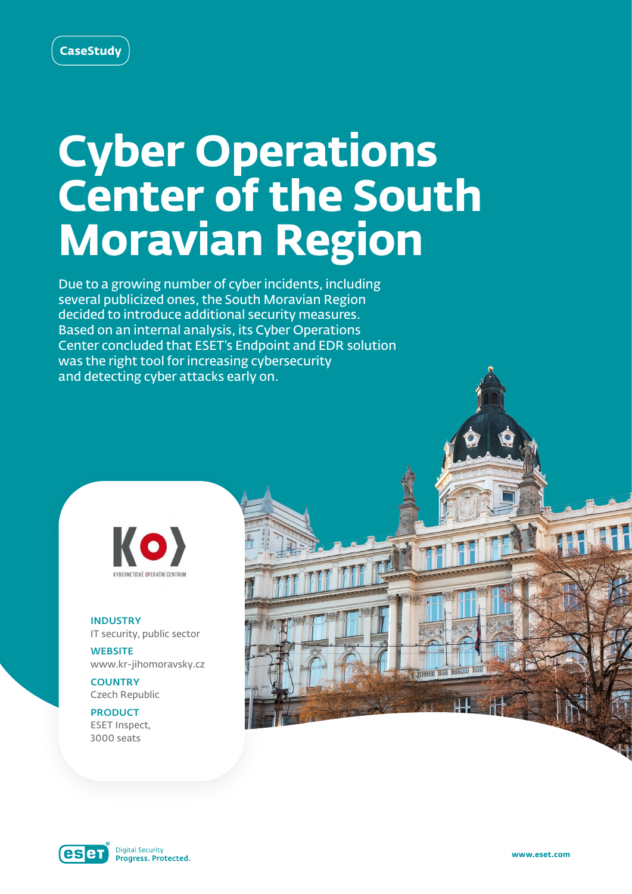CaseStudy

# Cyber Operations Center of the South Moravian Region

Due to a growing number of cyber incidents, including several publicized ones, the South Moravian Region decided to introduce additional security measures. Based on an internal analysis, its Cyber Operations Center concluded that ESET's Endpoint and EDR solution was the right tool for increasing cybersecurity and detecting cyber attacks early on.

KYBERNETICKÉ OPERAČNÍ CENTRUM

**INDUSTRY**
IT security, public sector

**WEBSITE**
www.kr-jihomoravsky.cz

**COUNTRY**
Czech Republic

**PRODUCT**
ESET Inspect,
3000 seats

Digital Security
**Progress. Protected.**

www.eset.com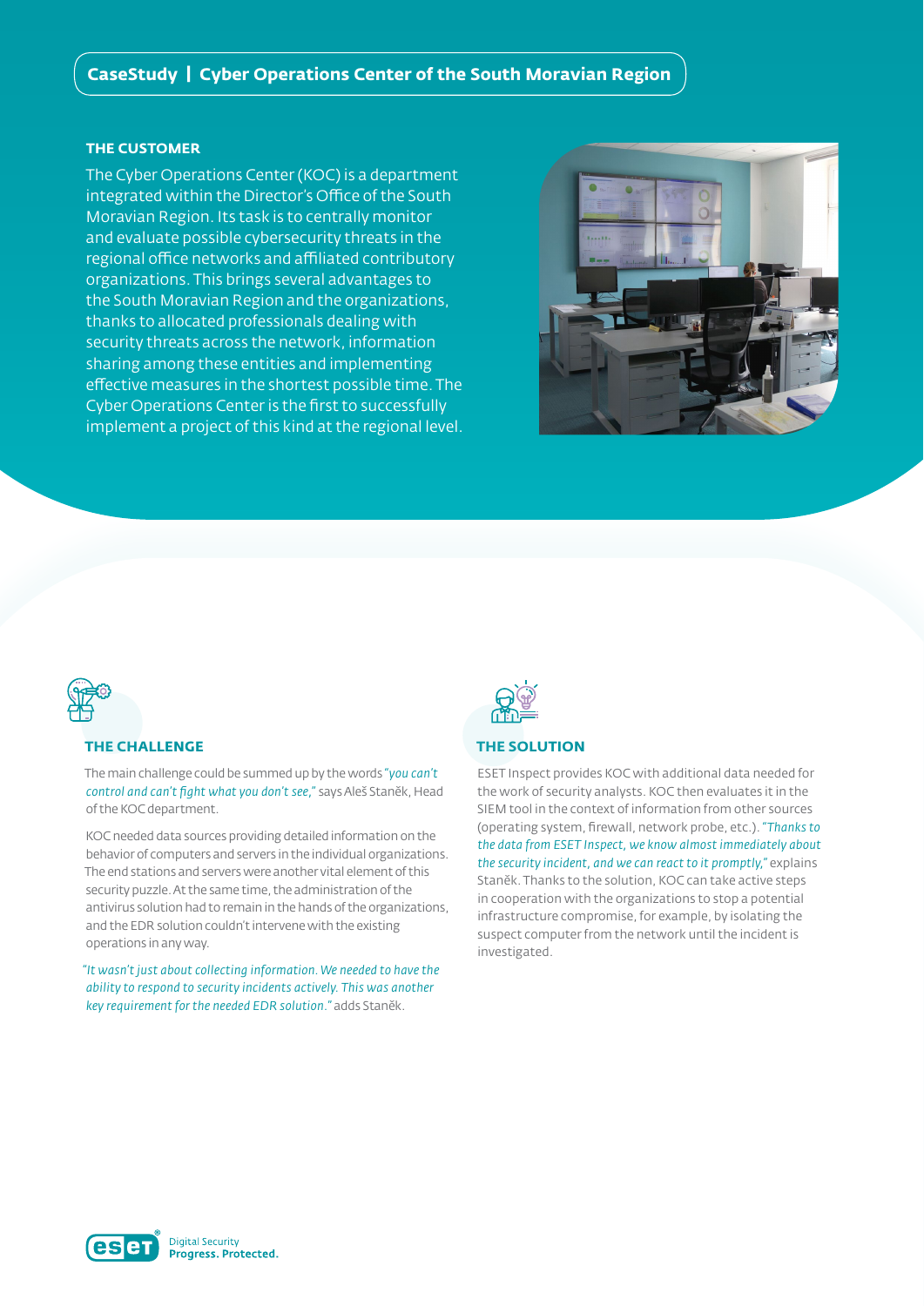CaseStudy | Cyber Operations Center of the South Moravian Region

## THE CUSTOMER

The Cyber Operations Center (KOC) is a department integrated within the Director's Office of the South Moravian Region. Its task is to centrally monitor and evaluate possible cybersecurity threats in the regional office networks and affiliated contributory organizations. This brings several advantages to the South Moravian Region and the organizations, thanks to allocated professionals dealing with security threats across the network, information sharing among these entities and implementing effective measures in the shortest possible time. The Cyber Operations Center is the first to successfully implement a project of this kind at the regional level.

## THE CHALLENGE

The main challenge could be summed up by the words *"you can't control and can't fight what you don't see,"* says Aleš Staněk, Head of the KOC department.

KOC needed data sources providing detailed information on the behavior of computers and servers in the individual organizations. The end stations and servers were another vital element of this security puzzle. At the same time, the administration of the antivirus solution had to remain in the hands of the organizations, and the EDR solution couldn't intervene with the existing operations in any way.

*"It wasn't just about collecting information. We needed to have the ability to respond to security incidents actively. This was another key requirement for the needed EDR solution."* adds Staněk.

## THE SOLUTION

ESET Inspect provides KOC with additional data needed for the work of security analysts. KOC then evaluates it in the SIEM tool in the context of information from other sources (operating system, firewall, network probe, etc.). *"Thanks to the data from ESET Inspect, we know almost immediately about the security incident, and we can react to it promptly,"* explains Staněk. Thanks to the solution, KOC can take active steps in cooperation with the organizations to stop a potential infrastructure compromise, for example, by isolating the suspect computer from the network until the incident is investigated.

eset® Digital Security **Progress. Protected.**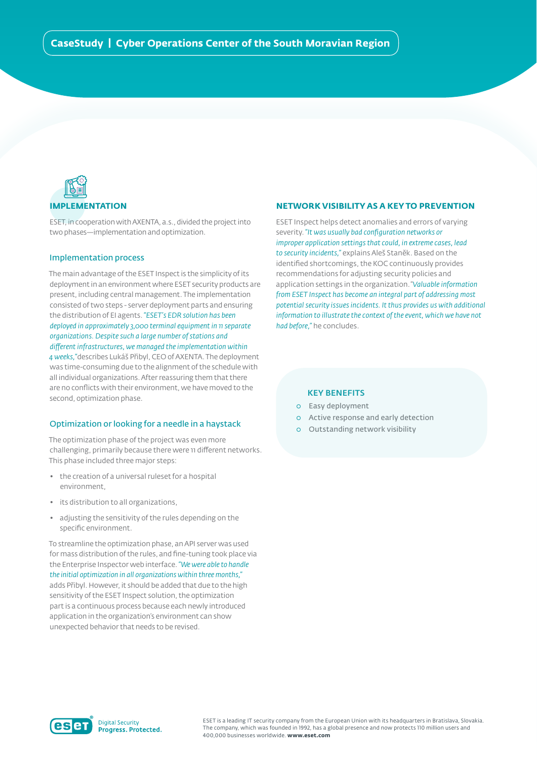CaseStudy | Cyber Operations Center of the South Moravian Region

## IMPLEMENTATION

ESET, in cooperation with AXENTA, a.s., divided the project into two phases—implementation and optimization.

### Implementation process

The main advantage of the ESET Inspect is the simplicity of its deployment in an environment where ESET security products are present, including central management. The implementation consisted of two steps - server deployment parts and ensuring the distribution of EI agents. *"ESET's EDR solution has been deployed in approximately 3,000 terminal equipment in 11 separate organizations. Despite such a large number of stations and different infrastructures, we managed the implementation within 4 weeks,"* describes Lukáš Přibyl, CEO of AXENTA. The deployment was time-consuming due to the alignment of the schedule with all individual organizations. After reassuring them that there are no conflicts with their environment, we have moved to the second, optimization phase.

### Optimization or looking for a needle in a haystack

The optimization phase of the project was even more challenging, primarily because there were 11 different networks. This phase included three major steps:

- the creation of a universal ruleset for a hospital environment,
- its distribution to all organizations,
- adjusting the sensitivity of the rules depending on the specific environment.

To streamline the optimization phase, an API server was used for mass distribution of the rules, and fine-tuning took place via the Enterprise Inspector web interface. *"We were able to handle the initial optimization in all organizations within three months,"* adds Přibyl. However, it should be added that due to the high sensitivity of the ESET Inspect solution, the optimization part is a continuous process because each newly introduced application in the organization's environment can show unexpected behavior that needs to be revised.

## NETWORK VISIBILITY AS A KEY TO PREVENTION

ESET Inspect helps detect anomalies and errors of varying severity. *"It was usually bad configuration networks or improper application settings that could, in extreme cases, lead to security incidents,"* explains Aleš Staněk. Based on the identified shortcomings, the KOC continuously provides recommendations for adjusting security policies and application settings in the organization. *"Valuable information from ESET Inspect has become an integral part of addressing most potential security issues incidents. It thus provides us with additional information to illustrate the context of the event, which we have not had before,"* he concludes.

### KEY BENEFITS

- Easy deployment
- Active response and early detection
- Outstanding network visibility

ESET is a leading IT security company from the European Union with its headquarters in Bratislava, Slovakia. The company, which was founded in 1992, has a global presence and now protects 110 million users and 400,000 businesses worldwide. **www.eset.com**

Digital Security **Progress. Protected.**